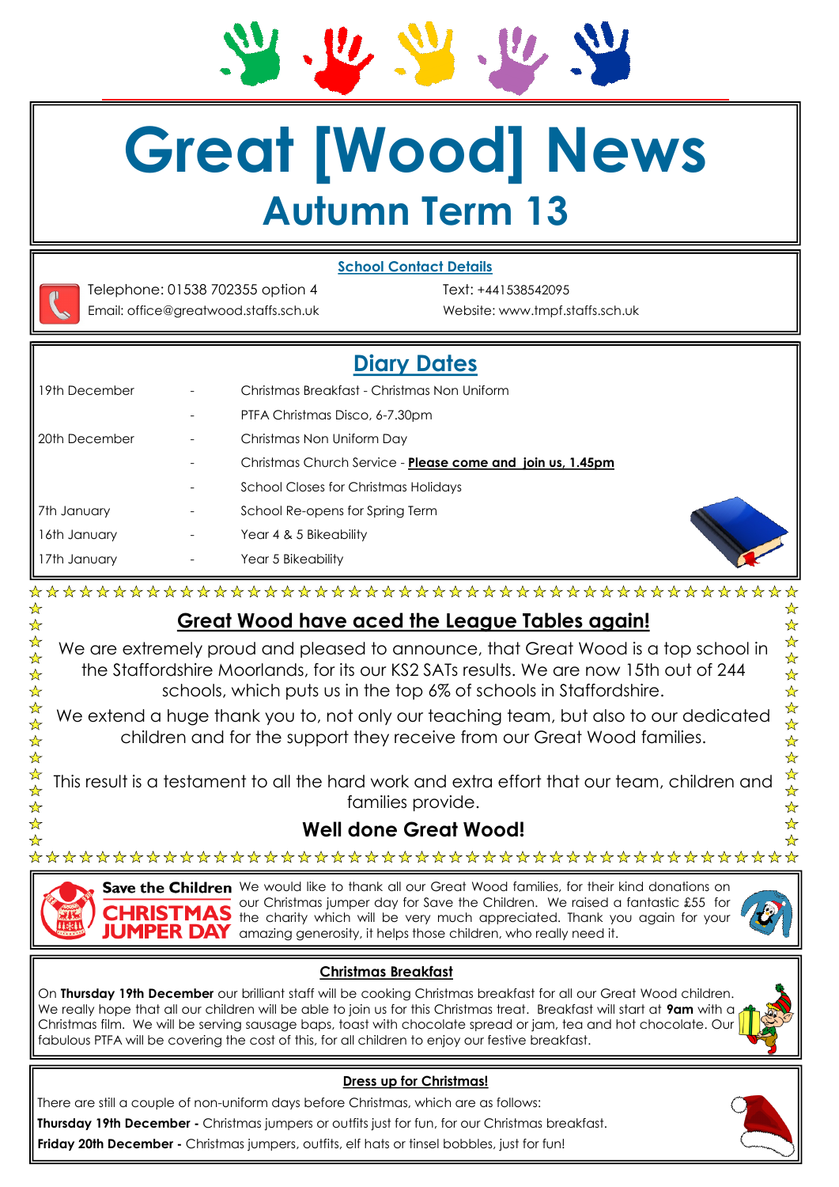# Great [Wood] News

## Autumn Term 13

**School Contact Details**

Telephone: 01538 702355 option 4
Email: office@greatwood.staffs.sch.uk

Text: +441538542095
Website: www.tmpf.staffs.sch.uk

## Diary Dates

| | | |
|---|---|---|
| 19th December | - | Christmas Breakfast - Christmas Non Uniform |
| | - | PTFA Christmas Disco, 6-7.30pm |
| 20th December | - | Christmas Non Uniform Day |
| | - | Christmas Church Service - **Please come and join us, 1.45pm** |
| | - | School Closes for Christmas Holidays |
| 7th January | - | School Re-opens for Spring Term |
| 16th January | - | Year 4 & 5 Bikeability |
| 17th January | - | Year 5 Bikeability |

## Great Wood have aced the League Tables again!

We are extremely proud and pleased to announce, that Great Wood is a top school in the Staffordshire Moorlands, for its our KS2 SATs results. We are now 15th out of 244 schools, which puts us in the top 6% of schools in Staffordshire.

We extend a huge thank you to, not only our teaching team, but also to our dedicated children and for the support they receive from our Great Wood families.

This result is a testament to all the hard work and extra effort that our team, children and families provide.

**Well done Great Wood!**

**Save the Children CHRISTMAS JUMPER DAY**

We would like to thank all our Great Wood families, for their kind donations on our Christmas jumper day for Save the Children. We raised a fantastic £55 for the charity which will be very much appreciated. Thank you again for your amazing generosity, it helps those children, who really need it.

### Christmas Breakfast

On **Thursday 19th December** our brilliant staff will be cooking Christmas breakfast for all our Great Wood children. We really hope that all our children will be able to join us for this Christmas treat. Breakfast will start at **9am** with a Christmas film. We will be serving sausage baps, toast with chocolate spread or jam, tea and hot chocolate. Our fabulous PTFA will be covering the cost of this, for all children to enjoy our festive breakfast.

### Dress up for Christmas!

There are still a couple of non-uniform days before Christmas, which are as follows:

**Thursday 19th December -** Christmas jumpers or outfits just for fun, for our Christmas breakfast.

**Friday 20th December -** Christmas jumpers, outfits, elf hats or tinsel bobbles, just for fun!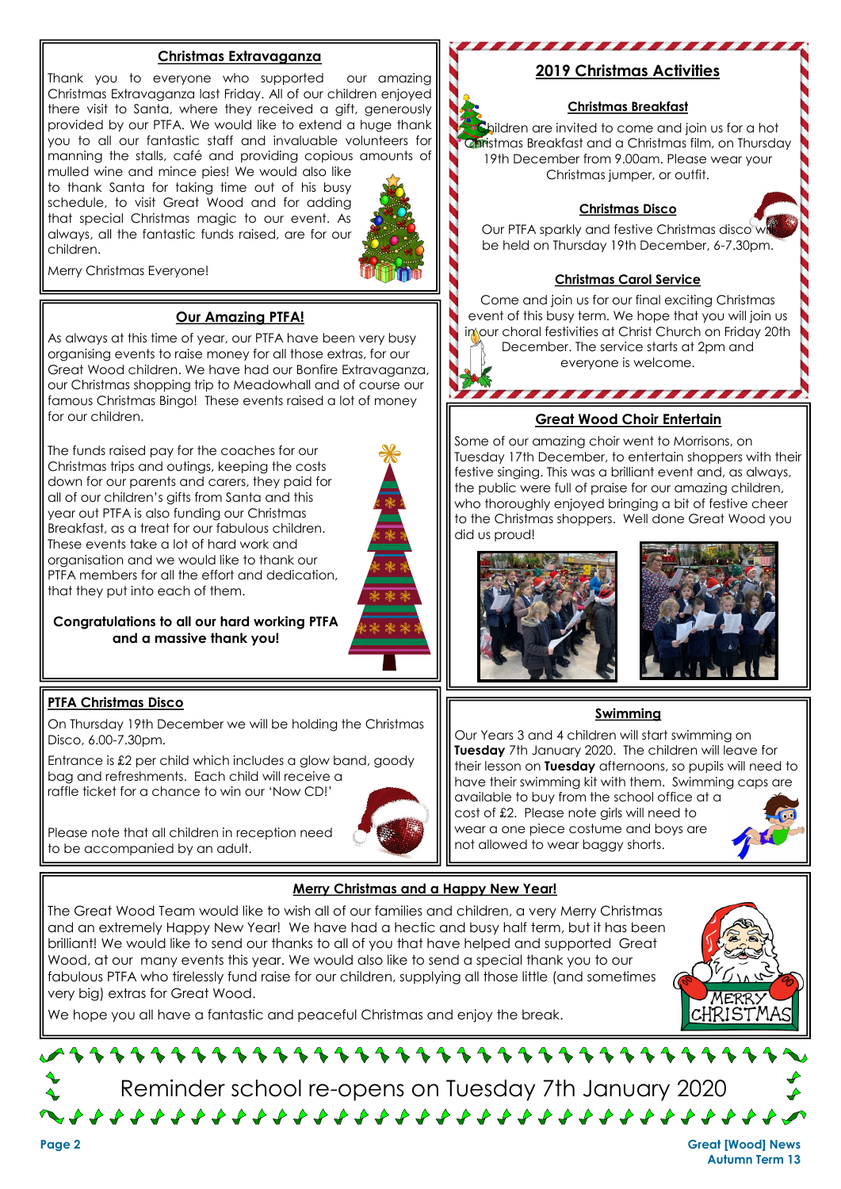## Christmas Extravaganza

Thank you to everyone who supported our amazing Christmas Extravaganza last Friday. All of our children enjoyed there visit to Santa, where they received a gift, generously provided by our PTFA. We would like to extend a huge thank you to all our fantastic staff and invaluable volunteers for manning the stalls, café and providing copious amounts of mulled wine and mince pies! We would also like to thank Santa for taking time out of his busy schedule, to visit Great Wood and for adding that special Christmas magic to our event. As always, all the fantastic funds raised, are for our children.

Merry Christmas Everyone!

## Our Amazing PTFA!

As always at this time of year, our PTFA have been very busy organising events to raise money for all those extras, for our Great Wood children. We have had our Bonfire Extravaganza, our Christmas shopping trip to Meadowhall and of course our famous Christmas Bingo! These events raised a lot of money for our children.

The funds raised pay for the coaches for our Christmas trips and outings, keeping the costs down for our parents and carers, they paid for all of our children's gifts from Santa and this year out PTFA is also funding our Christmas Breakfast, as a treat for our fabulous children. These events take a lot of hard work and organisation and we would like to thank our PTFA members for all the effort and dedication, that they put into each of them.

**Congratulations to all our hard working PTFA and a massive thank you!**

## PTFA Christmas Disco

On Thursday 19th December we will be holding the Christmas Disco, 6.00-7.30pm.

Entrance is £2 per child which includes a glow band, goody bag and refreshments. Each child will receive a raffle ticket for a chance to win our 'Now CD!'

Please note that all children in reception need to be accompanied by an adult.

## 2019 Christmas Activities

### Christmas Breakfast

Children are invited to come and join us for a hot Christmas Breakfast and a Christmas film, on Thursday 19th December from 9.00am. Please wear your Christmas jumper, or outfit.

### Christmas Disco

Our PTFA sparkly and festive Christmas disco will be held on Thursday 19th December, 6-7.30pm.

### Christmas Carol Service

Come and join us for our final exciting Christmas event of this busy term. We hope that you will join us in our choral festivities at Christ Church on Friday 20th December. The service starts at 2pm and everyone is welcome.

## Great Wood Choir Entertain

Some of our amazing choir went to Morrisons, on Tuesday 17th December, to entertain shoppers with their festive singing. This was a brilliant event and, as always, the public were full of praise for our amazing children, who thoroughly enjoyed bringing a bit of festive cheer to the Christmas shoppers. Well done Great Wood you did us proud!

## Swimming

Our Years 3 and 4 children will start swimming on **Tuesday** 7th January 2020. The children will leave for their lesson on **Tuesday** afternoons, so pupils will need to have their swimming kit with them. Swimming caps are available to buy from the school office at a cost of £2. Please note girls will need to wear a one piece costume and boys are not allowed to wear baggy shorts.

## Merry Christmas and a Happy New Year!

The Great Wood Team would like to wish all of our families and children, a very Merry Christmas and an extremely Happy New Year! We have had a hectic and busy half term, but it has been brilliant! We would like to send our thanks to all of you that have helped and supported Great Wood, at our many events this year. We would also like to send a special thank you to our fabulous PTFA who tirelessly fund raise for our children, supplying all those little (and sometimes very big) extras for Great Wood.

We hope you all have a fantastic and peaceful Christmas and enjoy the break.

Reminder school re-opens on Tuesday 7th January 2020